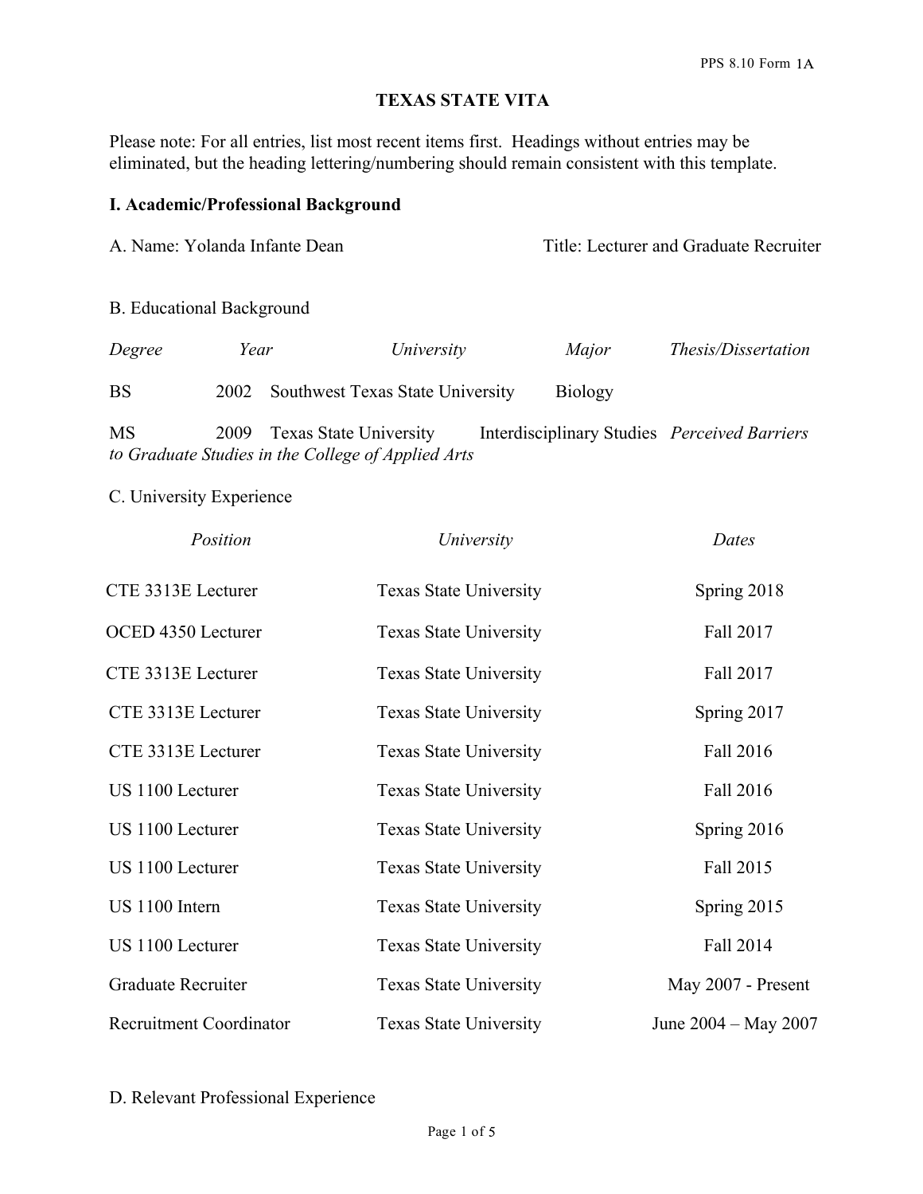# TEXAS STATE VITA

Please note: For all entries, list most recent items first. Headings without entries may be eliminated, but the heading lettering/numbering should remain consistent with this template.

## I. Academic/Professional Background

A. Name: Yolanda Infante Dean — Title: Lecturer and Graduate Recruiter

B. Educational Background

| *Degree* | *Year* | *University* | *Major* | *Thesis/Dissertation* |
|---|---|---|---|---|
| BS | 2002 | Southwest Texas State University | Biology | |
| MS | 2009 | Texas State University | Interdisciplinary Studies | *Perceived Barriers to Graduate Studies in the College of Applied Arts* |

C. University Experience

| *Position* | *University* | *Dates* |
|---|---|---|
| CTE 3313E Lecturer | Texas State University | Spring 2018 |
| OCED 4350 Lecturer | Texas State University | Fall 2017 |
| CTE 3313E Lecturer | Texas State University | Fall 2017 |
| CTE 3313E Lecturer | Texas State University | Spring 2017 |
| CTE 3313E Lecturer | Texas State University | Fall 2016 |
| US 1100 Lecturer | Texas State University | Fall 2016 |
| US 1100 Lecturer | Texas State University | Spring 2016 |
| US 1100 Lecturer | Texas State University | Fall 2015 |
| US 1100 Intern | Texas State University | Spring 2015 |
| US 1100 Lecturer | Texas State University | Fall 2014 |
| Graduate Recruiter | Texas State University | May 2007 - Present |
| Recruitment Coordinator | Texas State University | June 2004 – May 2007 |

D. Relevant Professional Experience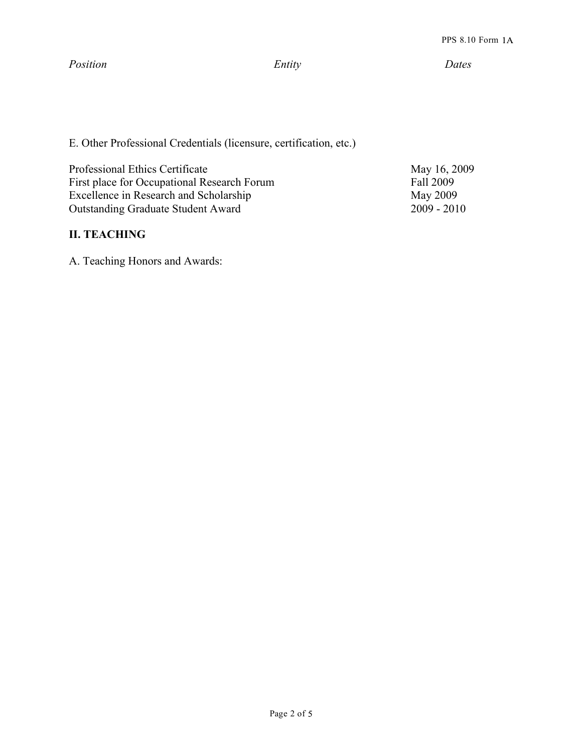| *Position* | *Entity* | *Dates* |
| --- | --- | --- |

E. Other Professional Credentials (licensure, certification, etc.)

| | |
| --- | --- |
| Professional Ethics Certificate | May 16, 2009 |
| First place for Occupational Research Forum | Fall 2009 |
| Excellence in Research and Scholarship | May 2009 |
| Outstanding Graduate Student Award | 2009 - 2010 |

## II. TEACHING

A. Teaching Honors and Awards: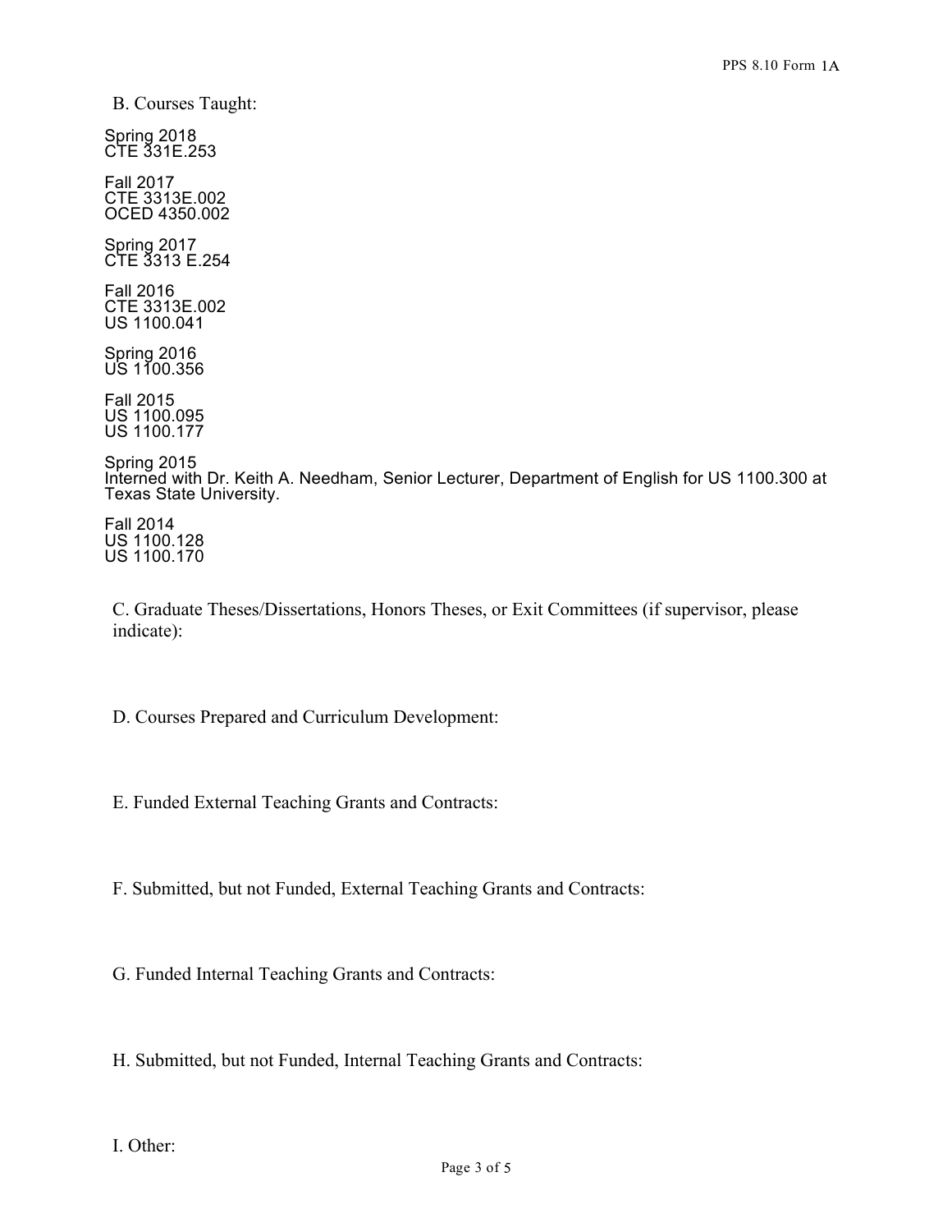B. Courses Taught:

Spring 2018
CTE 331E.253

Fall 2017
CTE 3313E.002
OCED 4350.002

Spring 2017
CTE 3313 E.254

Fall 2016
CTE 3313E.002
US 1100.041

Spring 2016
US 1100.356

Fall 2015
US 1100.095
US 1100.177

Spring 2015
Interned with Dr. Keith A. Needham, Senior Lecturer, Department of English for US 1100.300 at Texas State University.

Fall 2014
US 1100.128
US 1100.170

C. Graduate Theses/Dissertations, Honors Theses, or Exit Committees (if supervisor, please indicate):

D. Courses Prepared and Curriculum Development:

E. Funded External Teaching Grants and Contracts:

F. Submitted, but not Funded, External Teaching Grants and Contracts:

G. Funded Internal Teaching Grants and Contracts:

H. Submitted, but not Funded, Internal Teaching Grants and Contracts:

I. Other: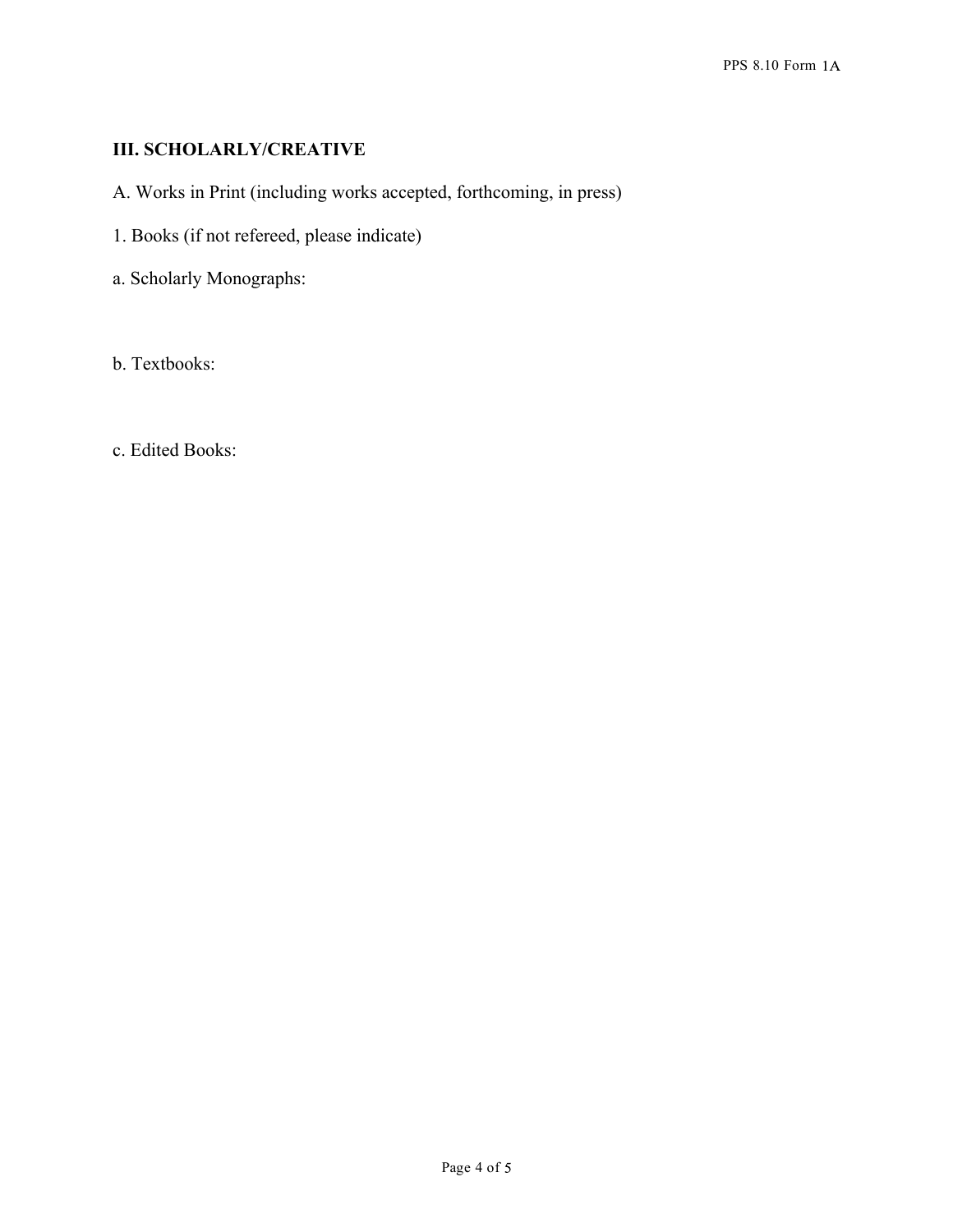## III. SCHOLARLY/CREATIVE

A. Works in Print (including works accepted, forthcoming, in press)

1. Books (if not refereed, please indicate)

a. Scholarly Monographs:

b. Textbooks:

c. Edited Books: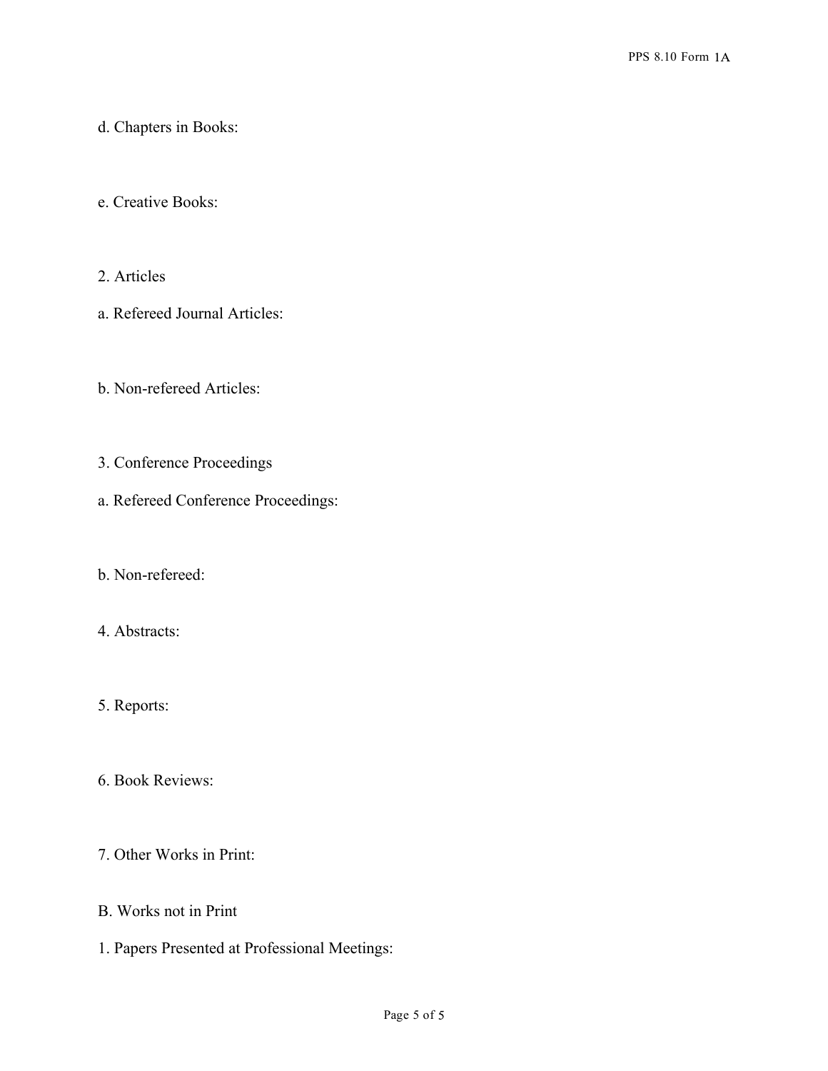d. Chapters in Books:

e. Creative Books:

2. Articles

a. Refereed Journal Articles:

b. Non-refereed Articles:

3. Conference Proceedings

a. Refereed Conference Proceedings:

b. Non-refereed:

4. Abstracts:

5. Reports:

6. Book Reviews:

7. Other Works in Print:

B. Works not in Print

1. Papers Presented at Professional Meetings: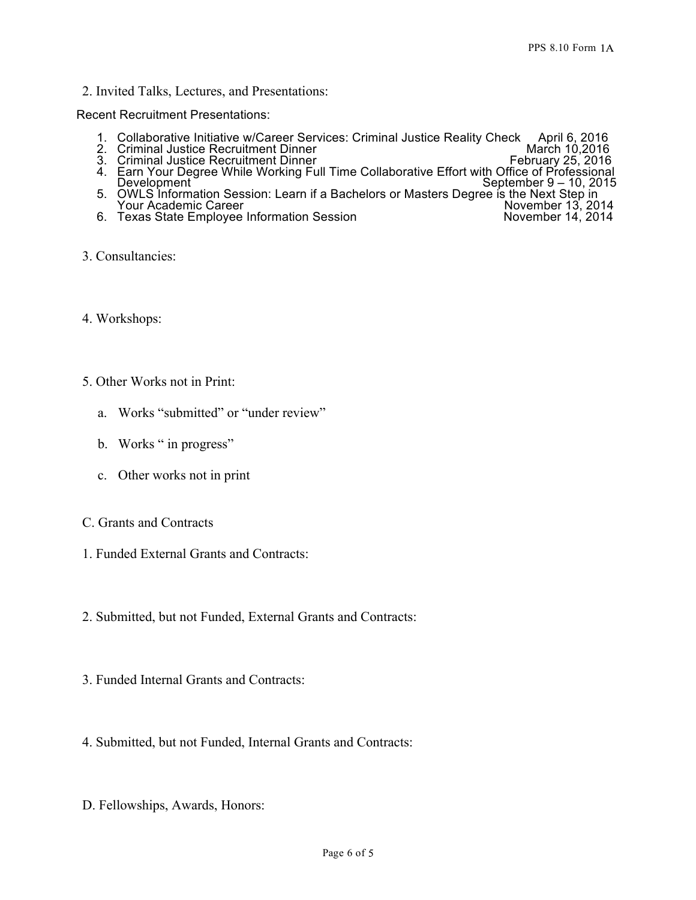2. Invited Talks, Lectures, and Presentations:

Recent Recruitment Presentations:

1. Collaborative Initiative w/Career Services: Criminal Justice Reality Check April 6, 2016
2. Criminal Justice Recruitment Dinner March 10,2016
3. Criminal Justice Recruitment Dinner February 25, 2016
4. Earn Your Degree While Working Full Time Collaborative Effort with Office of Professional Development September 9 – 10, 2015
5. OWLS Information Session: Learn if a Bachelors or Masters Degree is the Next Step in Your Academic Career November 13, 2014
6. Texas State Employee Information Session November 14, 2014

3. Consultancies:

4. Workshops:

5. Other Works not in Print:

   a. Works "submitted" or "under review"

   b. Works " in progress"

   c. Other works not in print

C. Grants and Contracts

1. Funded External Grants and Contracts:

2. Submitted, but not Funded, External Grants and Contracts:

3. Funded Internal Grants and Contracts:

4. Submitted, but not Funded, Internal Grants and Contracts:

D. Fellowships, Awards, Honors: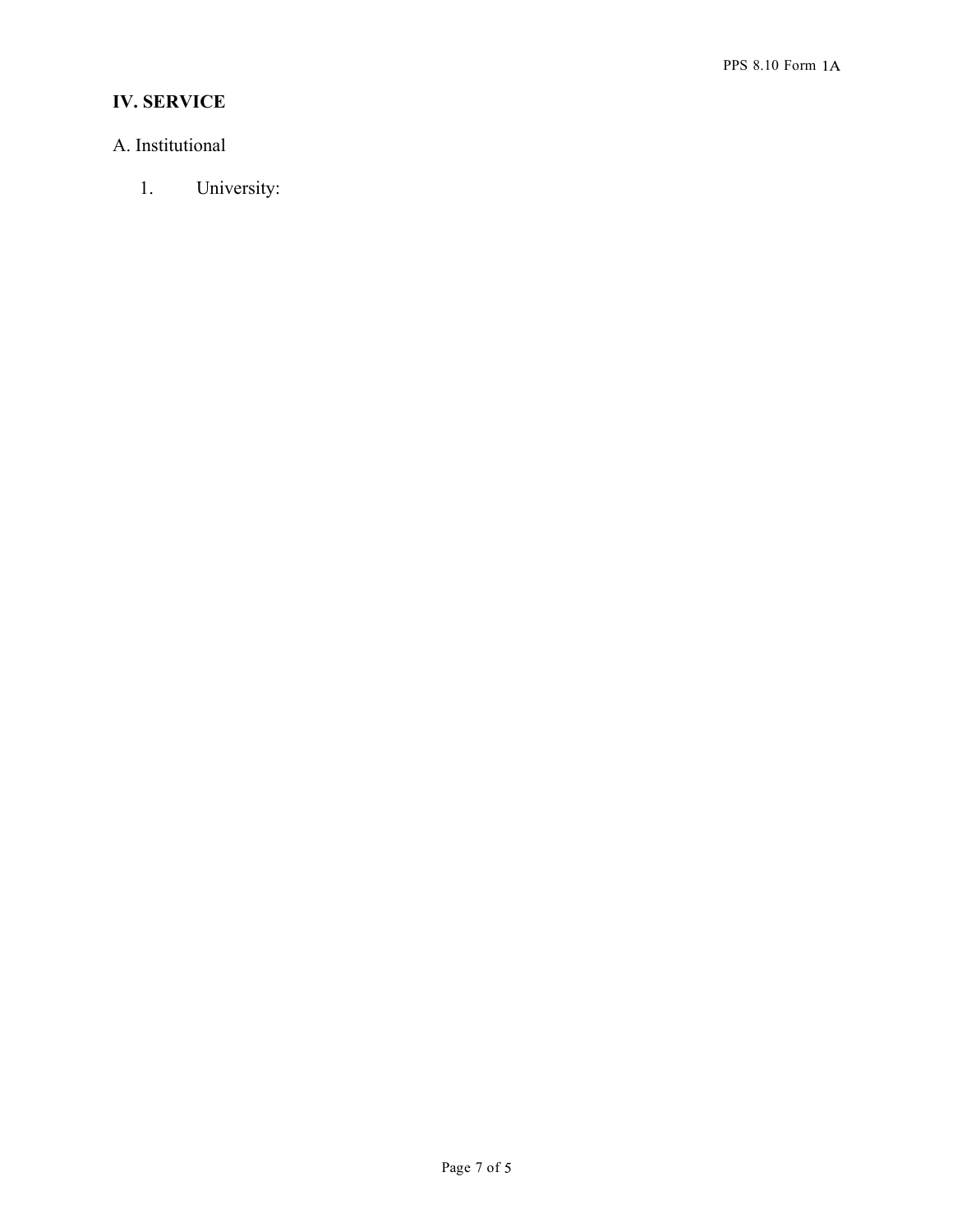## IV. SERVICE

### A. Institutional

1. University: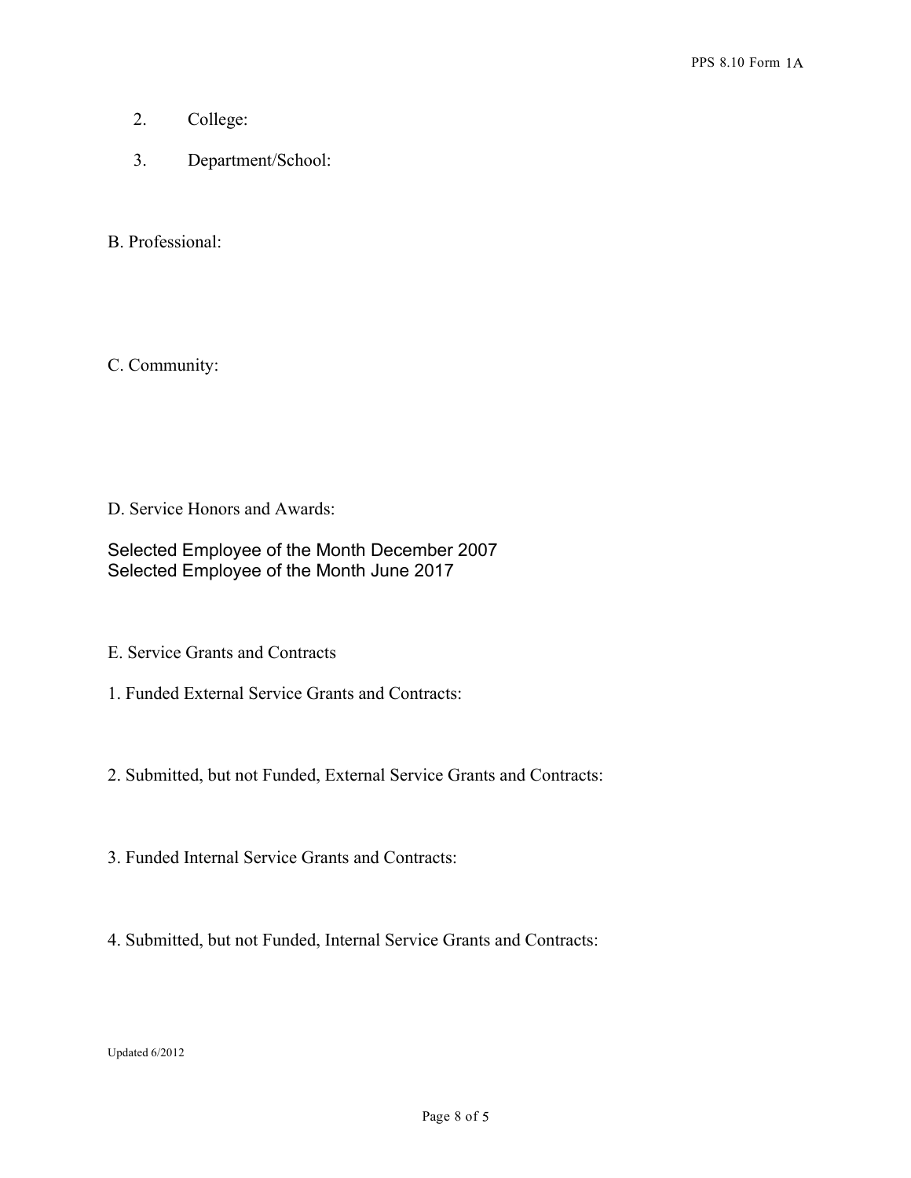2. College:

3. Department/School:

B. Professional:

C. Community:

D. Service Honors and Awards:

Selected Employee of the Month December 2007
Selected Employee of the Month June 2017

E. Service Grants and Contracts

1. Funded External Service Grants and Contracts:

2. Submitted, but not Funded, External Service Grants and Contracts:

3. Funded Internal Service Grants and Contracts:

4. Submitted, but not Funded, Internal Service Grants and Contracts:

Updated 6/2012